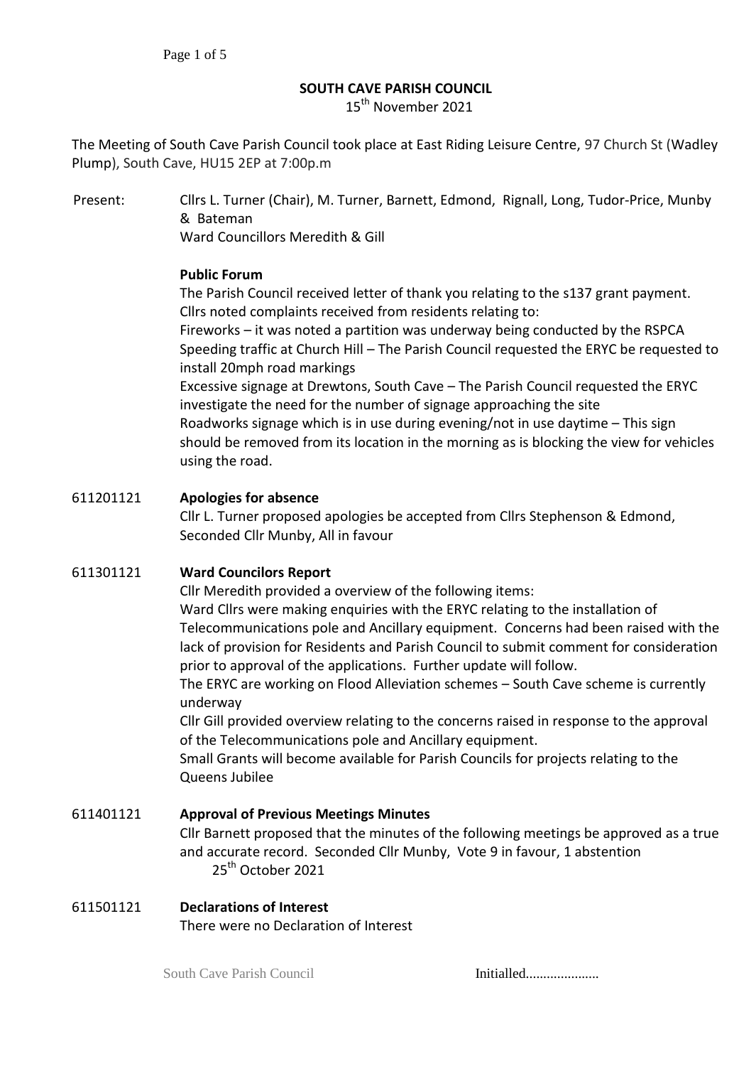# SOUTH CAVE PARISH COUNCIL

15th November 2021

The Meeting of South Cave Parish Council took place at East Riding Leisure Centre, 97 Church St (Wadley Plump), South Cave, HU15 2EP at 7:00p.m

Present: Cllrs L. Turner (Chair), M. Turner, Barnett, Edmond, Rignall, Long, Tudor-Price, Munby & Bateman
Ward Councillors Meredith & Gill

**Public Forum**

The Parish Council received letter of thank you relating to the s137 grant payment.
Cllrs noted complaints received from residents relating to:
Fireworks – it was noted a partition was underway being conducted by the RSPCA
Speeding traffic at Church Hill – The Parish Council requested the ERYC be requested to install 20mph road markings
Excessive signage at Drewtons, South Cave – The Parish Council requested the ERYC investigate the need for the number of signage approaching the site
Roadworks signage which is in use during evening/not in use daytime – This sign should be removed from its location in the morning as is blocking the view for vehicles using the road.

611201121 **Apologies for absence**

Cllr L. Turner proposed apologies be accepted from Cllrs Stephenson & Edmond, Seconded Cllr Munby, All in favour

611301121 **Ward Councilors Report**

Cllr Meredith provided a overview of the following items:
Ward Cllrs were making enquiries with the ERYC relating to the installation of Telecommunications pole and Ancillary equipment. Concerns had been raised with the lack of provision for Residents and Parish Council to submit comment for consideration prior to approval of the applications. Further update will follow.
The ERYC are working on Flood Alleviation schemes – South Cave scheme is currently underway
Cllr Gill provided overview relating to the concerns raised in response to the approval of the Telecommunications pole and Ancillary equipment.
Small Grants will become available for Parish Councils for projects relating to the Queens Jubilee

611401121 **Approval of Previous Meetings Minutes**

Cllr Barnett proposed that the minutes of the following meetings be approved as a true and accurate record. Seconded Cllr Munby, Vote 9 in favour, 1 abstention
25th October 2021

611501121 **Declarations of Interest**

There were no Declaration of Interest

South Cave Parish Council Initialled....................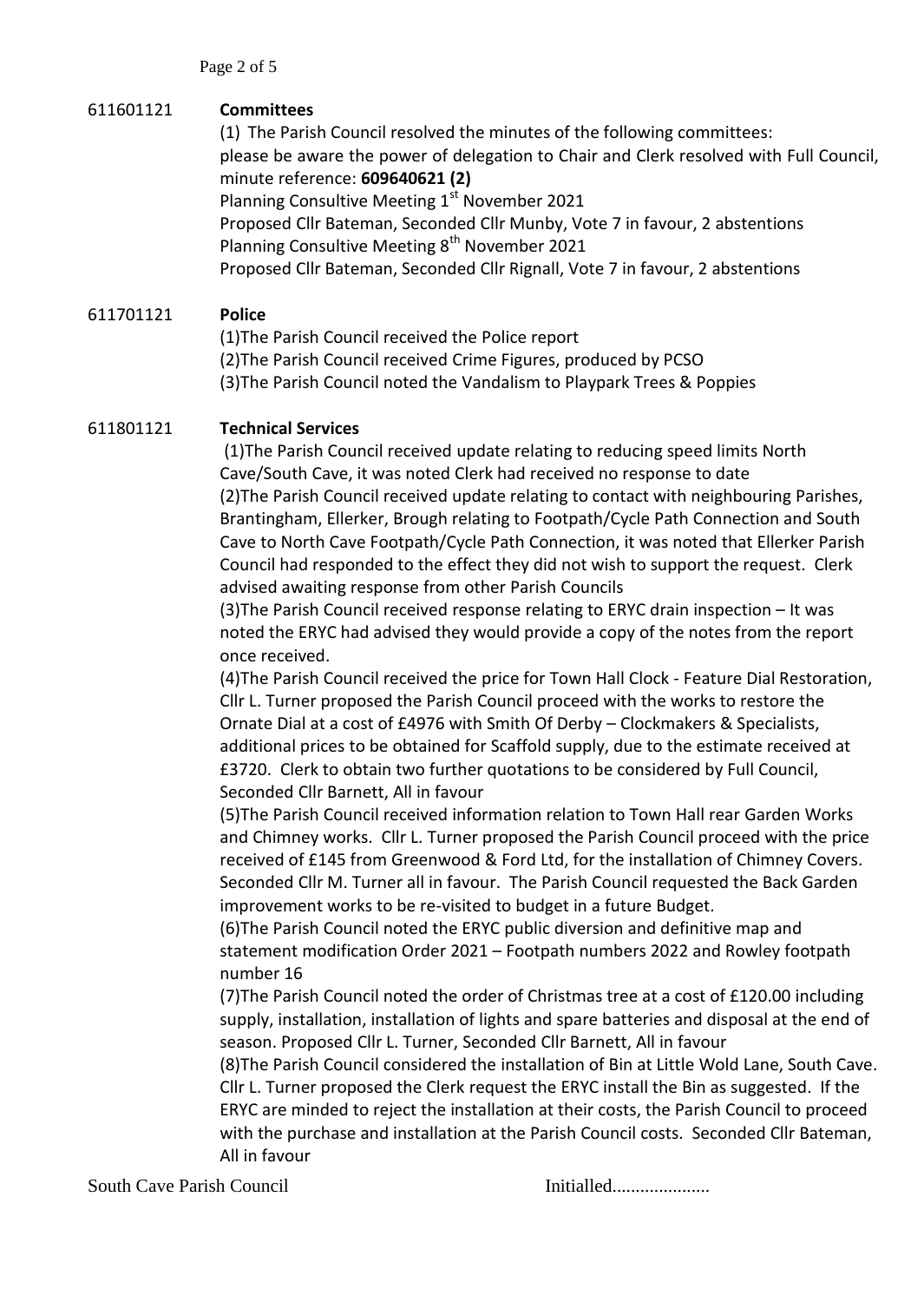611601121 **Committees**

(1) The Parish Council resolved the minutes of the following committees:
please be aware the power of delegation to Chair and Clerk resolved with Full Council, minute reference: **609640621 (2)**
Planning Consultive Meeting 1st November 2021
Proposed Cllr Bateman, Seconded Cllr Munby, Vote 7 in favour, 2 abstentions
Planning Consultive Meeting 8th November 2021
Proposed Cllr Bateman, Seconded Cllr Rignall, Vote 7 in favour, 2 abstentions

611701121 **Police**

(1)The Parish Council received the Police report
(2)The Parish Council received Crime Figures, produced by PCSO
(3)The Parish Council noted the Vandalism to Playpark Trees & Poppies

611801121 **Technical Services**

(1)The Parish Council received update relating to reducing speed limits North Cave/South Cave, it was noted Clerk had received no response to date
(2)The Parish Council received update relating to contact with neighbouring Parishes, Brantingham, Ellerker, Brough relating to Footpath/Cycle Path Connection and South Cave to North Cave Footpath/Cycle Path Connection, it was noted that Ellerker Parish Council had responded to the effect they did not wish to support the request. Clerk advised awaiting response from other Parish Councils
(3)The Parish Council received response relating to ERYC drain inspection – It was noted the ERYC had advised they would provide a copy of the notes from the report once received.
(4)The Parish Council received the price for Town Hall Clock - Feature Dial Restoration, Cllr L. Turner proposed the Parish Council proceed with the works to restore the Ornate Dial at a cost of £4976 with Smith Of Derby – Clockmakers & Specialists, additional prices to be obtained for Scaffold supply, due to the estimate received at £3720. Clerk to obtain two further quotations to be considered by Full Council, Seconded Cllr Barnett, All in favour
(5)The Parish Council received information relation to Town Hall rear Garden Works and Chimney works. Cllr L. Turner proposed the Parish Council proceed with the price received of £145 from Greenwood & Ford Ltd, for the installation of Chimney Covers. Seconded Cllr M. Turner all in favour. The Parish Council requested the Back Garden improvement works to be re-visited to budget in a future Budget.
(6)The Parish Council noted the ERYC public diversion and definitive map and statement modification Order 2021 – Footpath numbers 2022 and Rowley footpath number 16
(7)The Parish Council noted the order of Christmas tree at a cost of £120.00 including supply, installation, installation of lights and spare batteries and disposal at the end of season. Proposed Cllr L. Turner, Seconded Cllr Barnett, All in favour
(8)The Parish Council considered the installation of Bin at Little Wold Lane, South Cave. Cllr L. Turner proposed the Clerk request the ERYC install the Bin as suggested. If the ERYC are minded to reject the installation at their costs, the Parish Council to proceed with the purchase and installation at the Parish Council costs. Seconded Cllr Bateman, All in favour

South Cave Parish Council Initialled.....................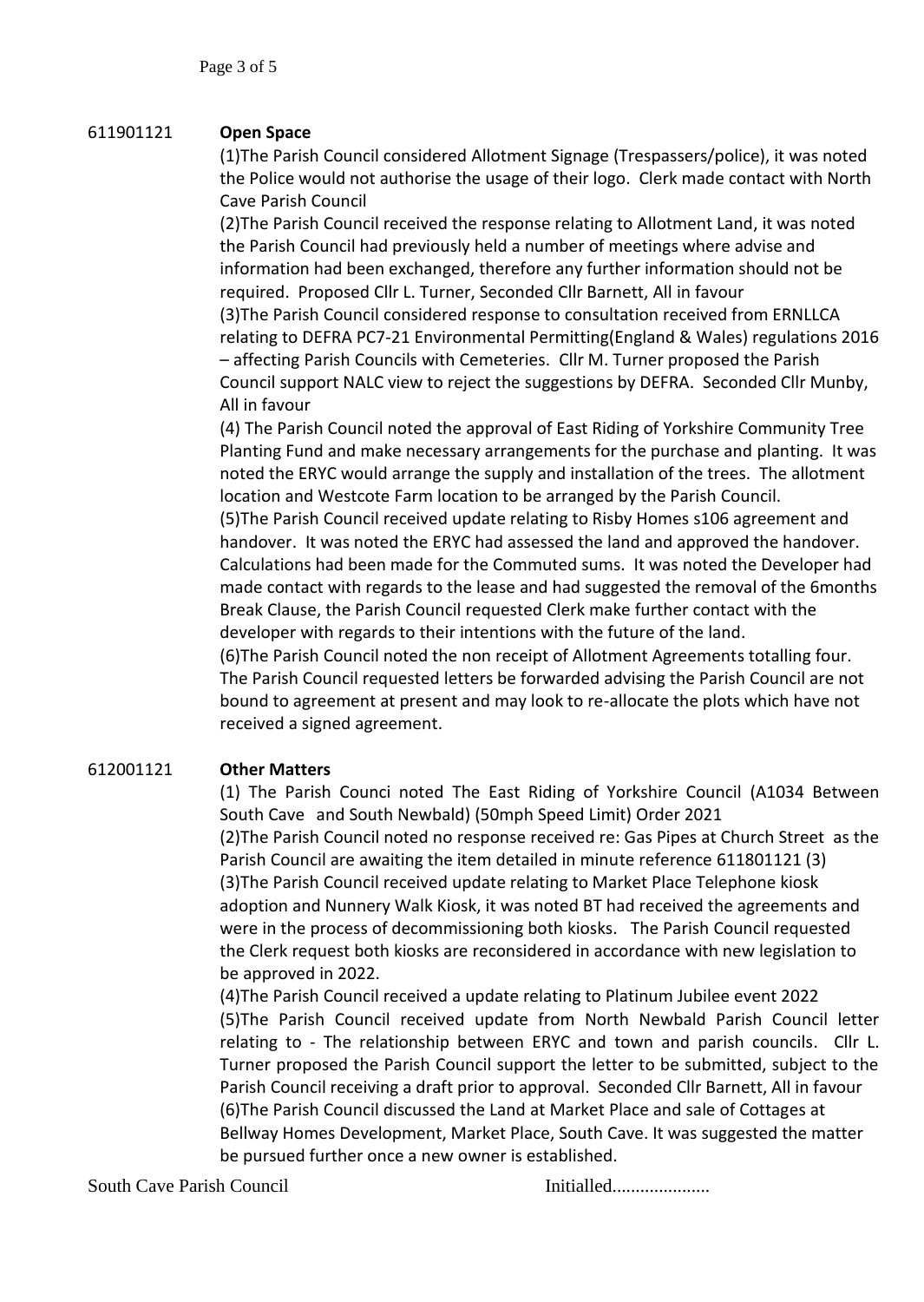611901121 **Open Space**

(1)The Parish Council considered Allotment Signage (Trespassers/police), it was noted the Police would not authorise the usage of their logo. Clerk made contact with North Cave Parish Council

(2)The Parish Council received the response relating to Allotment Land, it was noted the Parish Council had previously held a number of meetings where advise and information had been exchanged, therefore any further information should not be required. Proposed Cllr L. Turner, Seconded Cllr Barnett, All in favour

(3)The Parish Council considered response to consultation received from ERNLLCA relating to DEFRA PC7-21 Environmental Permitting(England & Wales) regulations 2016 – affecting Parish Councils with Cemeteries. Cllr M. Turner proposed the Parish Council support NALC view to reject the suggestions by DEFRA. Seconded Cllr Munby, All in favour

(4) The Parish Council noted the approval of East Riding of Yorkshire Community Tree Planting Fund and make necessary arrangements for the purchase and planting. It was noted the ERYC would arrange the supply and installation of the trees. The allotment location and Westcote Farm location to be arranged by the Parish Council.

(5)The Parish Council received update relating to Risby Homes s106 agreement and handover. It was noted the ERYC had assessed the land and approved the handover. Calculations had been made for the Commuted sums. It was noted the Developer had made contact with regards to the lease and had suggested the removal of the 6months Break Clause, the Parish Council requested Clerk make further contact with the developer with regards to their intentions with the future of the land.

(6)The Parish Council noted the non receipt of Allotment Agreements totalling four. The Parish Council requested letters be forwarded advising the Parish Council are not bound to agreement at present and may look to re-allocate the plots which have not received a signed agreement.

612001121 **Other Matters**

(1) The Parish Counci noted The East Riding of Yorkshire Council (A1034 Between South Cave and South Newbald) (50mph Speed Limit) Order 2021

(2)The Parish Council noted no response received re: Gas Pipes at Church Street as the Parish Council are awaiting the item detailed in minute reference 611801121 (3)

(3)The Parish Council received update relating to Market Place Telephone kiosk adoption and Nunnery Walk Kiosk, it was noted BT had received the agreements and were in the process of decommissioning both kiosks. The Parish Council requested the Clerk request both kiosks are reconsidered in accordance with new legislation to be approved in 2022.

(4)The Parish Council received a update relating to Platinum Jubilee event 2022

(5)The Parish Council received update from North Newbald Parish Council letter relating to - The relationship between ERYC and town and parish councils. Cllr L. Turner proposed the Parish Council support the letter to be submitted, subject to the Parish Council receiving a draft prior to approval. Seconded Cllr Barnett, All in favour

(6)The Parish Council discussed the Land at Market Place and sale of Cottages at Bellway Homes Development, Market Place, South Cave. It was suggested the matter be pursued further once a new owner is established.

South Cave Parish Council Initialled.....................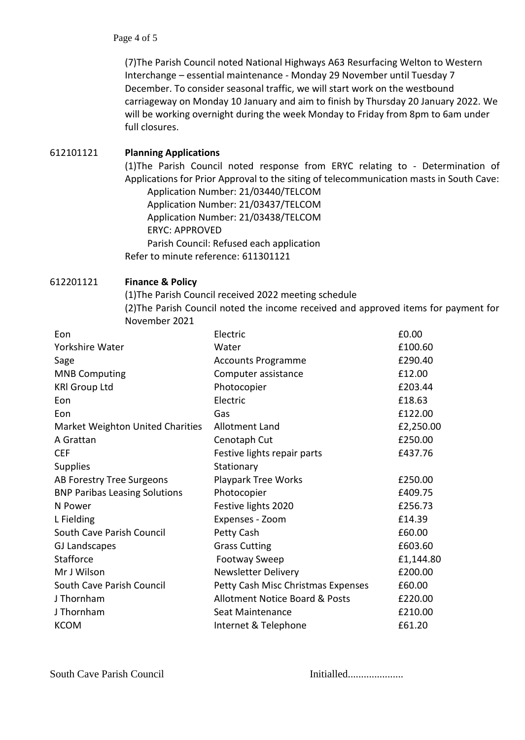(7)The Parish Council noted National Highways A63 Resurfacing Welton to Western Interchange – essential maintenance - Monday 29 November until Tuesday 7 December. To consider seasonal traffic, we will start work on the westbound carriageway on Monday 10 January and aim to finish by Thursday 20 January 2022. We will be working overnight during the week Monday to Friday from 8pm to 6am under full closures.

612101121 **Planning Applications**

(1)The Parish Council noted response from ERYC relating to - Determination of Applications for Prior Approval to the siting of telecommunication masts in South Cave:

Application Number: 21/03440/TELCOM
Application Number: 21/03437/TELCOM
Application Number: 21/03438/TELCOM
ERYC: APPROVED
Parish Council: Refused each application

Refer to minute reference: 611301121

612201121 **Finance & Policy**

(1)The Parish Council received 2022 meeting schedule

(2)The Parish Council noted the income received and approved items for payment for November 2021

| | | |
|---|---|---|
| Eon | Electric | £0.00 |
| Yorkshire Water | Water | £100.60 |
| Sage | Accounts Programme | £290.40 |
| MNB Computing | Computer assistance | £12.00 |
| KRl Group Ltd | Photocopier | £203.44 |
| Eon | Electric | £18.63 |
| Eon | Gas | £122.00 |
| Market Weighton United Charities | Allotment Land | £2,250.00 |
| A Grattan | Cenotaph Cut | £250.00 |
| CEF | Festive lights repair parts | £437.76 |
| Supplies | Stationary | |
| AB Forestry Tree Surgeons | Playpark Tree Works | £250.00 |
| BNP Paribas Leasing Solutions | Photocopier | £409.75 |
| N Power | Festive lights 2020 | £256.73 |
| L Fielding | Expenses - Zoom | £14.39 |
| South Cave Parish Council | Petty Cash | £60.00 |
| GJ Landscapes | Grass Cutting | £603.60 |
| Stafforce | Footway Sweep | £1,144.80 |
| Mr J Wilson | Newsletter Delivery | £200.00 |
| South Cave Parish Council | Petty Cash Misc Christmas Expenses | £60.00 |
| J Thornham | Allotment Notice Board & Posts | £220.00 |
| J Thornham | Seat Maintenance | £210.00 |
| KCOM | Internet & Telephone | £61.20 |

South Cave Parish Council Initialled.....................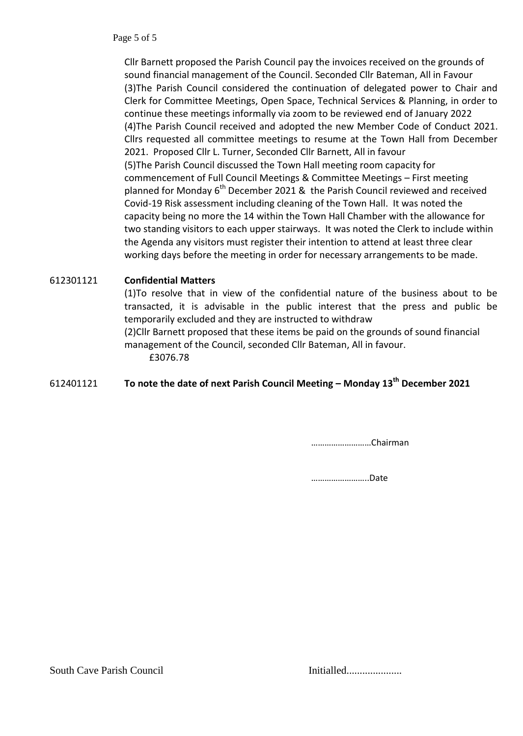Cllr Barnett proposed the Parish Council pay the invoices received on the grounds of sound financial management of the Council. Seconded Cllr Bateman, All in Favour

(3)The Parish Council considered the continuation of delegated power to Chair and Clerk for Committee Meetings, Open Space, Technical Services & Planning, in order to continue these meetings informally via zoom to be reviewed end of January 2022

(4)The Parish Council received and adopted the new Member Code of Conduct 2021. Cllrs requested all committee meetings to resume at the Town Hall from December 2021. Proposed Cllr L. Turner, Seconded Cllr Barnett, All in favour

(5)The Parish Council discussed the Town Hall meeting room capacity for commencement of Full Council Meetings & Committee Meetings – First meeting planned for Monday 6th December 2021 & the Parish Council reviewed and received Covid-19 Risk assessment including cleaning of the Town Hall. It was noted the capacity being no more the 14 within the Town Hall Chamber with the allowance for two standing visitors to each upper stairways. It was noted the Clerk to include within the Agenda any visitors must register their intention to attend at least three clear working days before the meeting in order for necessary arrangements to be made.

612301121 **Confidential Matters**

(1)To resolve that in view of the confidential nature of the business about to be transacted, it is advisable in the public interest that the press and public be temporarily excluded and they are instructed to withdraw

(2)Cllr Barnett proposed that these items be paid on the grounds of sound financial management of the Council, seconded Cllr Bateman, All in favour.

£3076.78

612401121 **To note the date of next Parish Council Meeting – Monday 13th December 2021**

……………………Chairman

……………………..Date

South Cave Parish Council

Initialled.....................